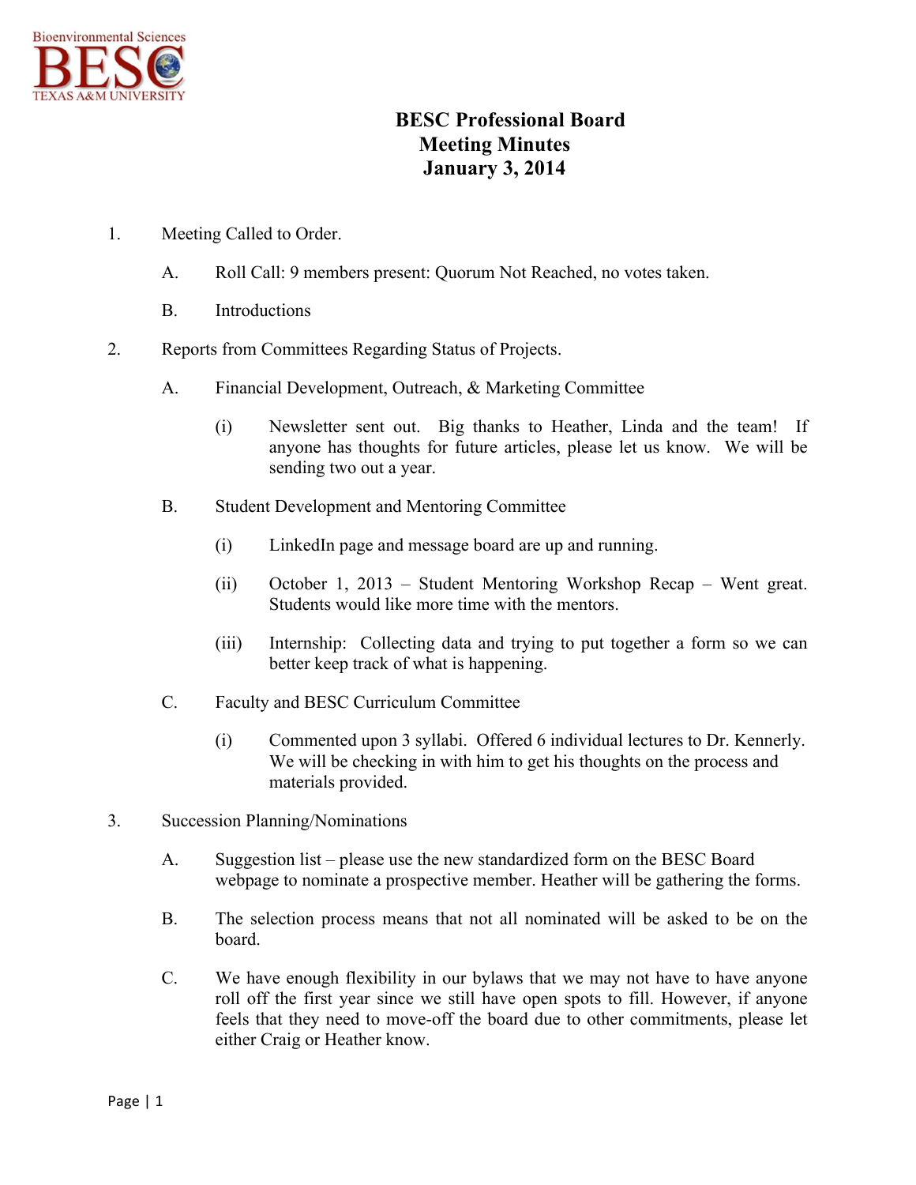Bioenvironmental Sciences
BESC
TEXAS A&M UNIVERSITY

# BESC Professional Board
## Meeting Minutes
## January 3, 2014

1. Meeting Called to Order.

   A. Roll Call: 9 members present: Quorum Not Reached, no votes taken.

   B. Introductions

2. Reports from Committees Regarding Status of Projects.

   A. Financial Development, Outreach, & Marketing Committee

      (i) Newsletter sent out. Big thanks to Heather, Linda and the team! If anyone has thoughts for future articles, please let us know. We will be sending two out a year.

   B. Student Development and Mentoring Committee

      (i) LinkedIn page and message board are up and running.

      (ii) October 1, 2013 – Student Mentoring Workshop Recap – Went great. Students would like more time with the mentors.

      (iii) Internship: Collecting data and trying to put together a form so we can better keep track of what is happening.

   C. Faculty and BESC Curriculum Committee

      (i) Commented upon 3 syllabi. Offered 6 individual lectures to Dr. Kennerly. We will be checking in with him to get his thoughts on the process and materials provided.

3. Succession Planning/Nominations

   A. Suggestion list – please use the new standardized form on the BESC Board webpage to nominate a prospective member. Heather will be gathering the forms.

   B. The selection process means that not all nominated will be asked to be on the board.

   C. We have enough flexibility in our bylaws that we may not have to have anyone roll off the first year since we still have open spots to fill. However, if anyone feels that they need to move-off the board due to other commitments, please let either Craig or Heather know.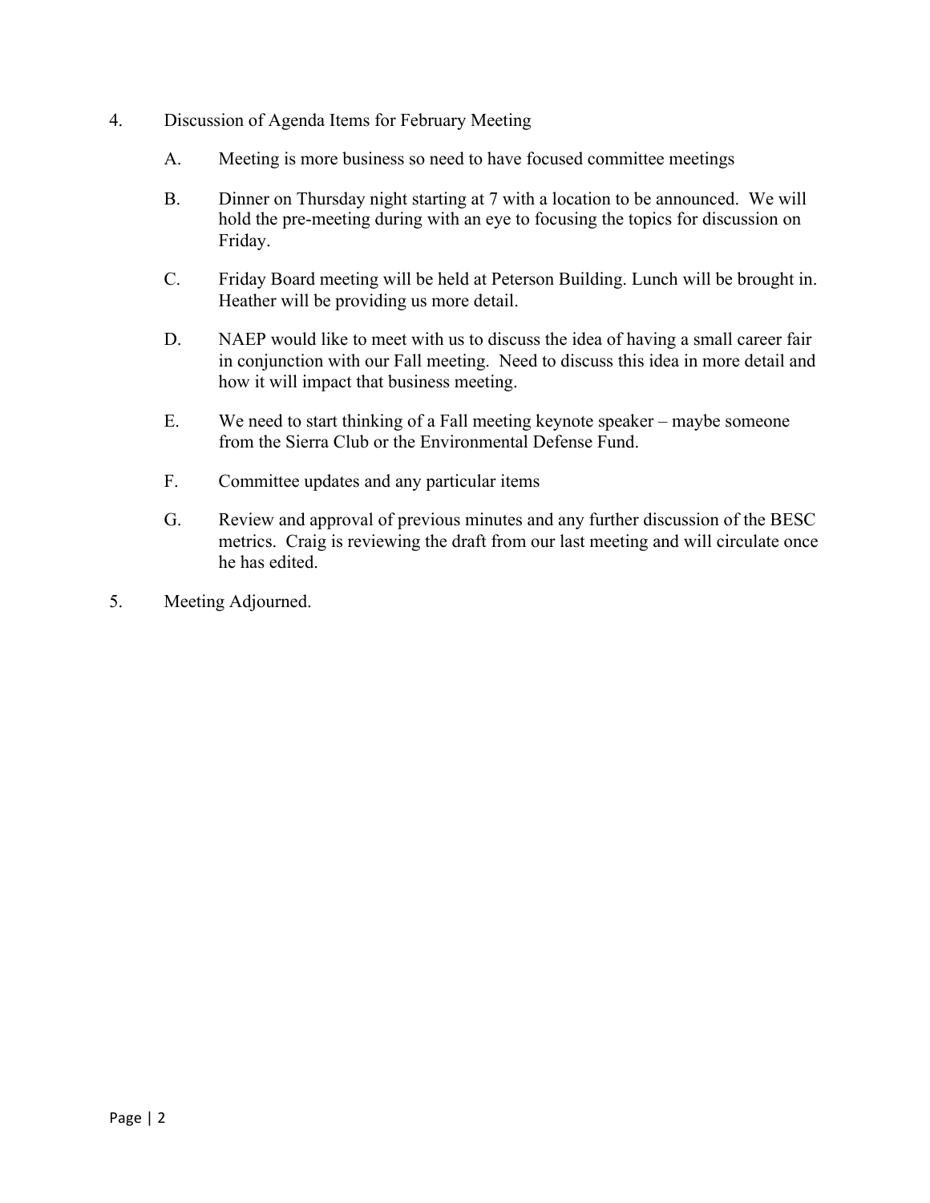4. Discussion of Agenda Items for February Meeting

   A. Meeting is more business so need to have focused committee meetings

   B. Dinner on Thursday night starting at 7 with a location to be announced. We will hold the pre-meeting during with an eye to focusing the topics for discussion on Friday.

   C. Friday Board meeting will be held at Peterson Building. Lunch will be brought in. Heather will be providing us more detail.

   D. NAEP would like to meet with us to discuss the idea of having a small career fair in conjunction with our Fall meeting. Need to discuss this idea in more detail and how it will impact that business meeting.

   E. We need to start thinking of a Fall meeting keynote speaker – maybe someone from the Sierra Club or the Environmental Defense Fund.

   F. Committee updates and any particular items

   G. Review and approval of previous minutes and any further discussion of the BESC metrics. Craig is reviewing the draft from our last meeting and will circulate once he has edited.

5. Meeting Adjourned.